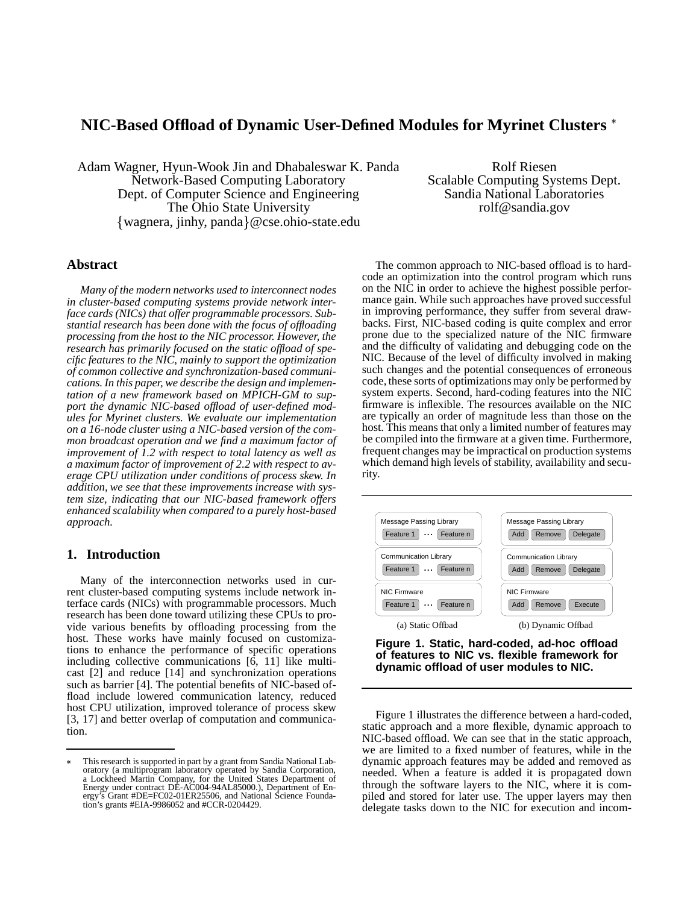# NIC-Based Offload of Dynamic User-Defined Modules for Myrinet Clusters *

Adam Wagner, Hyun-Wook Jin and Dhabaleswar K. Panda
Network-Based Computing Laboratory
Dept. of Computer Science and Engineering
The Ohio State University
{wagnera, jinhy, panda}@cse.ohio-state.edu

Rolf Riesen
Scalable Computing Systems Dept.
Sandia National Laboratories
rolf@sandia.gov

## Abstract

*Many of the modern networks used to interconnect nodes in cluster-based computing systems provide network interface cards (NICs) that offer programmable processors. Substantial research has been done with the focus of offloading processing from the host to the NIC processor. However, the research has primarily focused on the static offload of specific features to the NIC, mainly to support the optimization of common collective and synchronization-based communications. In this paper, we describe the design and implementation of a new framework based on MPICH-GM to support the dynamic NIC-based offload of user-defined modules for Myrinet clusters. We evaluate our implementation on a 16-node cluster using a NIC-based version of the common broadcast operation and we find a maximum factor of improvement of 1.2 with respect to total latency as well as a maximum factor of improvement of 2.2 with respect to average CPU utilization under conditions of process skew. In addition, we see that these improvements increase with system size, indicating that our NIC-based framework offers enhanced scalability when compared to a purely host-based approach.*

## 1. Introduction

Many of the interconnection networks used in current cluster-based computing systems include network interface cards (NICs) with programmable processors. Much research has been done toward utilizing these CPUs to provide various benefits by offloading processing from the host. These works have mainly focused on customizations to enhance the performance of specific operations including collective communications [6, 11] like multicast [2] and reduce [14] and synchronization operations such as barrier [4]. The potential benefits of NIC-based offload include lowered communication latency, reduced host CPU utilization, improved tolerance of process skew [3, 17] and better overlap of computation and communication.

The common approach to NIC-based offload is to hard-code an optimization into the control program which runs on the NIC in order to achieve the highest possible performance gain. While such approaches have proved successful in improving performance, they suffer from several drawbacks. First, NIC-based coding is quite complex and error prone due to the specialized nature of the NIC firmware and the difficulty of validating and debugging code on the NIC. Because of the level of difficulty involved in making such changes and the potential consequences of erroneous code, these sorts of optimizations may only be performed by system experts. Second, hard-coding features into the NIC firmware is inflexible. The resources available on the NIC are typically an order of magnitude less than those on the host. This means that only a limited number of features may be compiled into the firmware at a given time. Furthermore, frequent changes may be impractical on production systems which demand high levels of stability, availability and security.

| Message Passing Library | | | Message Passing Library | | |
|---|---|---|---|---|---|
| Feature 1 | ··· | Feature n | Add | Remove | Delegate |
| **Communication Library** | | | **Communication Library** | | |
| Feature 1 | ··· | Feature n | Add | Remove | Delegate |
| **NIC Firmware** | | | **NIC Firmware** | | |
| Feature 1 | ··· | Feature n | Add | Remove | Execute |
| (a) Static Offload | | | (b) Dynamic Offload | | |

**Figure 1. Static, hard-coded, ad-hoc offload of features to NIC vs. flexible framework for dynamic offload of user modules to NIC.**

Figure 1 illustrates the difference between a hard-coded, static approach and a more flexible, dynamic approach to NIC-based offload. We can see that in the static approach, we are limited to a fixed number of features, while in the dynamic approach features may be added and removed as needed. When a feature is added it is propagated down through the software layers to the NIC, where it is compiled and stored for later use. The upper layers may then delegate tasks down to the NIC for execution and incom-

∗ This research is supported in part by a grant from Sandia National Laboratory (a multiprogram laboratory operated by Sandia Corporation, a Lockheed Martin Company, for the United States Department of Energy under contract DE-AC004-94AL85000.), Department of Energy's Grant #DE=FC02-01ER25506, and National Science Foundation's grants #EIA-9986052 and #CCR-0204429.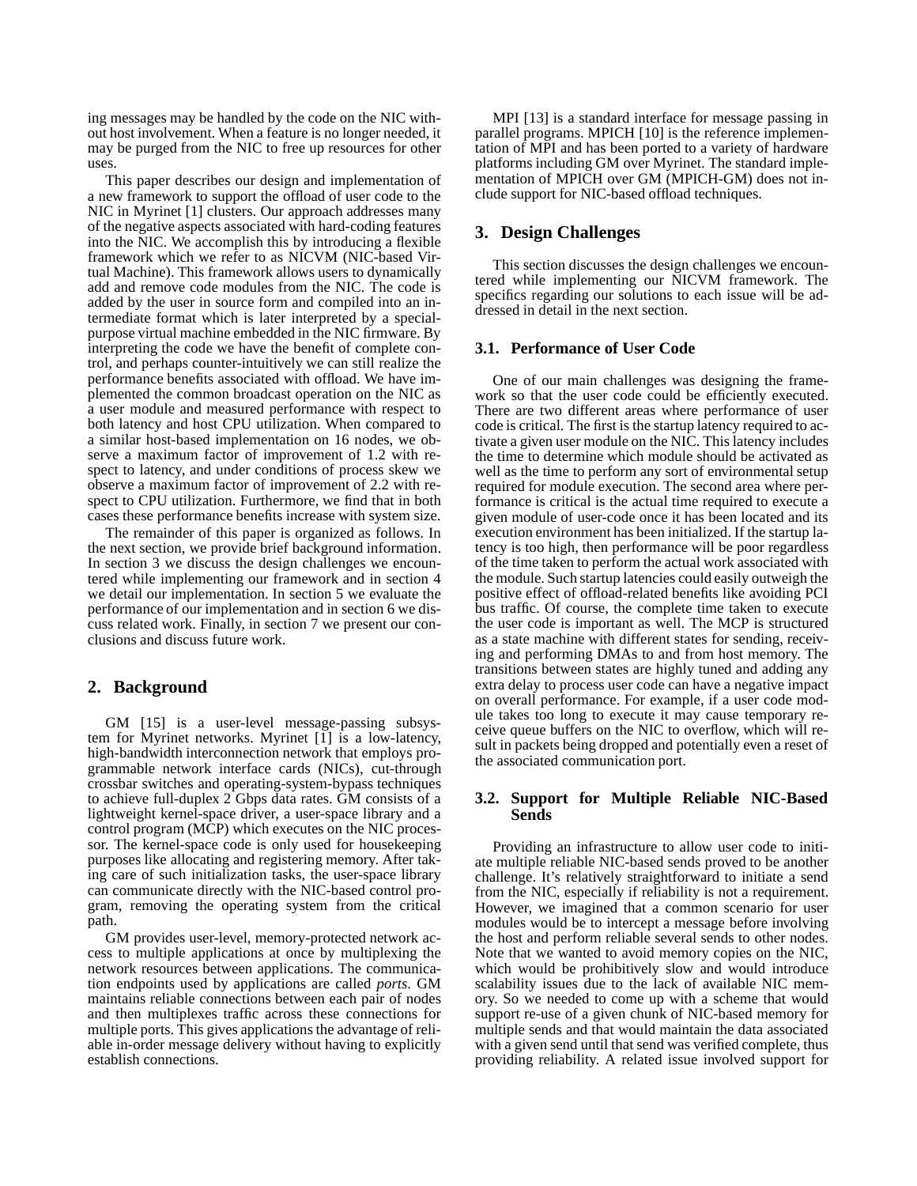ing messages may be handled by the code on the NIC without host involvement. When a feature is no longer needed, it may be purged from the NIC to free up resources for other uses.

This paper describes our design and implementation of a new framework to support the offload of user code to the NIC in Myrinet [1] clusters. Our approach addresses many of the negative aspects associated with hard-coding features into the NIC. We accomplish this by introducing a flexible framework which we refer to as NICVM (NIC-based Virtual Machine). This framework allows users to dynamically add and remove code modules from the NIC. The code is added by the user in source form and compiled into an intermediate format which is later interpreted by a special-purpose virtual machine embedded in the NIC firmware. By interpreting the code we have the benefit of complete control, and perhaps counter-intuitively we can still realize the performance benefits associated with offload. We have implemented the common broadcast operation on the NIC as a user module and measured performance with respect to both latency and host CPU utilization. When compared to a similar host-based implementation on 16 nodes, we observe a maximum factor of improvement of 1.2 with respect to latency, and under conditions of process skew we observe a maximum factor of improvement of 2.2 with respect to CPU utilization. Furthermore, we find that in both cases these performance benefits increase with system size.

The remainder of this paper is organized as follows. In the next section, we provide brief background information. In section 3 we discuss the design challenges we encountered while implementing our framework and in section 4 we detail our implementation. In section 5 we evaluate the performance of our implementation and in section 6 we discuss related work. Finally, in section 7 we present our conclusions and discuss future work.

## 2. Background

GM [15] is a user-level message-passing subsystem for Myrinet networks. Myrinet [1] is a low-latency, high-bandwidth interconnection network that employs programmable network interface cards (NICs), cut-through crossbar switches and operating-system-bypass techniques to achieve full-duplex 2 Gbps data rates. GM consists of a lightweight kernel-space driver, a user-space library and a control program (MCP) which executes on the NIC processor. The kernel-space code is only used for housekeeping purposes like allocating and registering memory. After taking care of such initialization tasks, the user-space library can communicate directly with the NIC-based control program, removing the operating system from the critical path.

GM provides user-level, memory-protected network access to multiple applications at once by multiplexing the network resources between applications. The communication endpoints used by applications are called *ports*. GM maintains reliable connections between each pair of nodes and then multiplexes traffic across these connections for multiple ports. This gives applications the advantage of reliable in-order message delivery without having to explicitly establish connections.

MPI [13] is a standard interface for message passing in parallel programs. MPICH [10] is the reference implementation of MPI and has been ported to a variety of hardware platforms including GM over Myrinet. The standard implementation of MPICH over GM (MPICH-GM) does not include support for NIC-based offload techniques.

## 3. Design Challenges

This section discusses the design challenges we encountered while implementing our NICVM framework. The specifics regarding our solutions to each issue will be addressed in detail in the next section.

### 3.1. Performance of User Code

One of our main challenges was designing the framework so that the user code could be efficiently executed. There are two different areas where performance of user code is critical. The first is the startup latency required to activate a given user module on the NIC. This latency includes the time to determine which module should be activated as well as the time to perform any sort of environmental setup required for module execution. The second area where performance is critical is the actual time required to execute a given module of user-code once it has been located and its execution environment has been initialized. If the startup latency is too high, then performance will be poor regardless of the time taken to perform the actual work associated with the module. Such startup latencies could easily outweigh the positive effect of offload-related benefits like avoiding PCI bus traffic. Of course, the complete time taken to execute the user code is important as well. The MCP is structured as a state machine with different states for sending, receiving and performing DMAs to and from host memory. The transitions between states are highly tuned and adding any extra delay to process user code can have a negative impact on overall performance. For example, if a user code module takes too long to execute it may cause temporary receive queue buffers on the NIC to overflow, which will result in packets being dropped and potentially even a reset of the associated communication port.

### 3.2. Support for Multiple Reliable NIC-Based Sends

Providing an infrastructure to allow user code to initiate multiple reliable NIC-based sends proved to be another challenge. It's relatively straightforward to initiate a send from the NIC, especially if reliability is not a requirement. However, we imagined that a common scenario for user modules would be to intercept a message before involving the host and perform reliable several sends to other nodes. Note that we wanted to avoid memory copies on the NIC, which would be prohibitively slow and would introduce scalability issues due to the lack of available NIC memory. So we needed to come up with a scheme that would support re-use of a given chunk of NIC-based memory for multiple sends and that would maintain the data associated with a given send until that send was verified complete, thus providing reliability. A related issue involved support for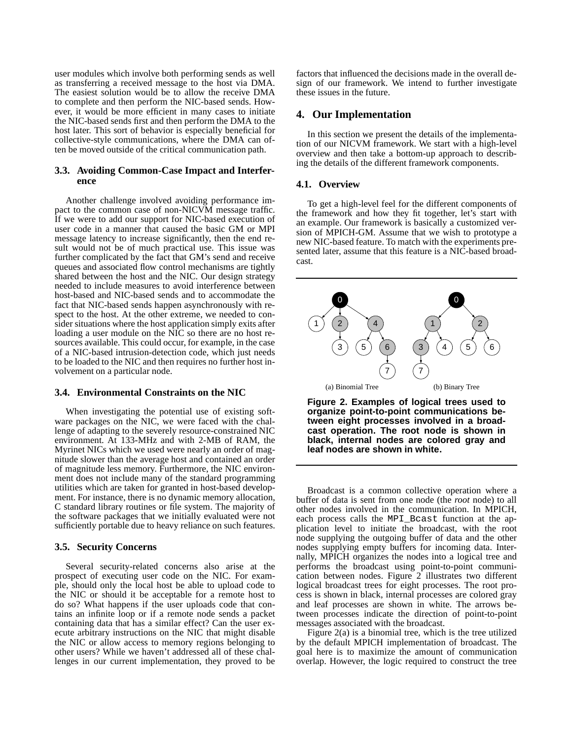user modules which involve both performing sends as well as transferring a received message to the host via DMA. The easiest solution would be to allow the receive DMA to complete and then perform the NIC-based sends. However, it would be more efficient in many cases to initiate the NIC-based sends first and then perform the DMA to the host later. This sort of behavior is especially beneficial for collective-style communications, where the DMA can often be moved outside of the critical communication path.

### 3.3. Avoiding Common-Case Impact and Interference

Another challenge involved avoiding performance impact to the common case of non-NICVM message traffic. If we were to add our support for NIC-based execution of user code in a manner that caused the basic GM or MPI message latency to increase significantly, then the end result would not be of much practical use. This issue was further complicated by the fact that GM's send and receive queues and associated flow control mechanisms are tightly shared between the host and the NIC. Our design strategy needed to include measures to avoid interference between host-based and NIC-based sends and to accommodate the fact that NIC-based sends happen asynchronously with respect to the host. At the other extreme, we needed to consider situations where the host application simply exits after loading a user module on the NIC so there are no host resources available. This could occur, for example, in the case of a NIC-based intrusion-detection code, which just needs to be loaded to the NIC and then requires no further host involvement on a particular node.

### 3.4. Environmental Constraints on the NIC

When investigating the potential use of existing software packages on the NIC, we were faced with the challenge of adapting to the severely resource-constrained NIC environment. At 133-MHz and with 2-MB of RAM, the Myrinet NICs which we used were nearly an order of magnitude slower than the average host and contained an order of magnitude less memory. Furthermore, the NIC environment does not include many of the standard programming utilities which are taken for granted in host-based development. For instance, there is no dynamic memory allocation, C standard library routines or file system. The majority of the software packages that we initially evaluated were not sufficiently portable due to heavy reliance on such features.

### 3.5. Security Concerns

Several security-related concerns also arise at the prospect of executing user code on the NIC. For example, should only the local host be able to upload code to the NIC or should it be acceptable for a remote host to do so? What happens if the user uploads code that contains an infinite loop or if a remote node sends a packet containing data that has a similar effect? Can the user execute arbitrary instructions on the NIC that might disable the NIC or allow access to memory regions belonging to other users? While we haven't addressed all of these challenges in our current implementation, they proved to be factors that influenced the decisions made in the overall design of our framework. We intend to further investigate these issues in the future.

## 4. Our Implementation

In this section we present the details of the implementation of our NICVM framework. We start with a high-level overview and then take a bottom-up approach to describing the details of the different framework components.

### 4.1. Overview

To get a high-level feel for the different components of the framework and how they fit together, let's start with an example. Our framework is basically a customized version of MPICH-GM. Assume that we wish to prototype a new NIC-based feature. To match with the experiments presented later, assume that this feature is a NIC-based broadcast.

(a) Binomial Tree (b) Binary Tree

**Figure 2. Examples of logical trees used to organize point-to-point communications between eight processes involved in a broadcast operation. The root node is shown in black, internal nodes are colored gray and leaf nodes are shown in white.**

Broadcast is a common collective operation where a buffer of data is sent from one node (the *root* node) to all other nodes involved in the communication. In MPICH, each process calls the `MPI_Bcast` function at the application level to initiate the broadcast, with the root node supplying the outgoing buffer of data and the other nodes supplying empty buffers for incoming data. Internally, MPICH organizes the nodes into a logical tree and performs the broadcast using point-to-point communication between nodes. Figure 2 illustrates two different logical broadcast trees for eight processes. The root process is shown in black, internal processes are colored gray and leaf processes are shown in white. The arrows between processes indicate the direction of point-to-point messages associated with the broadcast.

Figure 2(a) is a binomial tree, which is the tree utilized by the default MPICH implementation of broadcast. The goal here is to maximize the amount of communication overlap. However, the logic required to construct the tree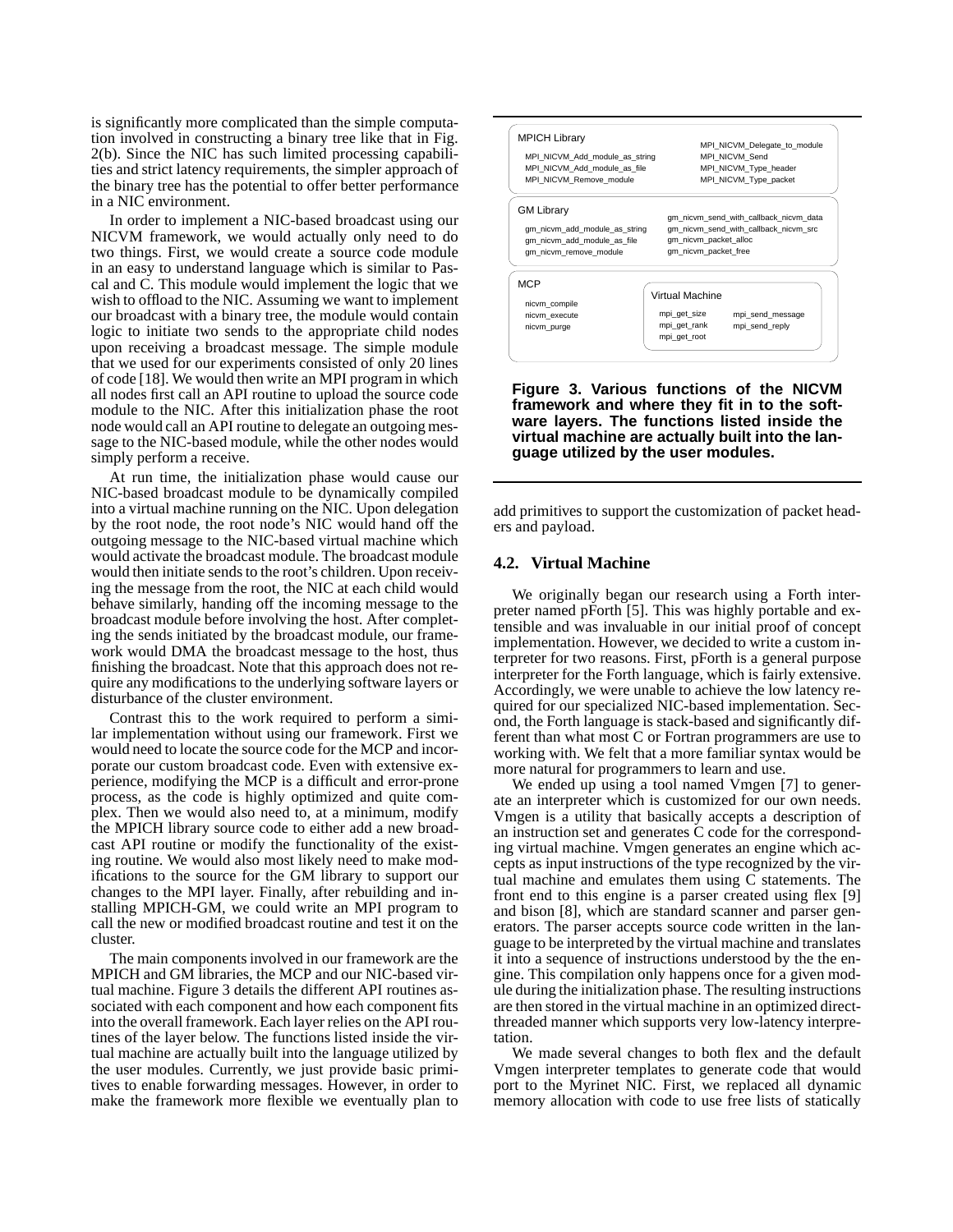is significantly more complicated than the simple computation involved in constructing a binary tree like that in Fig. 2(b). Since the NIC has such limited processing capabilities and strict latency requirements, the simpler approach of the binary tree has the potential to offer better performance in a NIC environment.

In order to implement a NIC-based broadcast using our NICVM framework, we would actually only need to do two things. First, we would create a source code module in an easy to understand language which is similar to Pascal and C. This module would implement the logic that we wish to offload to the NIC. Assuming we want to implement our broadcast with a binary tree, the module would contain logic to initiate two sends to the appropriate child nodes upon receiving a broadcast message. The simple module that we used for our experiments consisted of only 20 lines of code [18]. We would then write an MPI program in which all nodes first call an API routine to upload the source code module to the NIC. After this initialization phase the root node would call an API routine to delegate an outgoing message to the NIC-based module, while the other nodes would simply perform a receive.

At run time, the initialization phase would cause our NIC-based broadcast module to be dynamically compiled into a virtual machine running on the NIC. Upon delegation by the root node, the root node's NIC would hand off the outgoing message to the NIC-based virtual machine which would activate the broadcast module. The broadcast module would then initiate sends to the root's children. Upon receiving the message from the root, the NIC at each child would behave similarly, handing off the incoming message to the broadcast module before involving the host. After completing the sends initiated by the broadcast module, our framework would DMA the broadcast message to the host, thus finishing the broadcast. Note that this approach does not require any modifications to the underlying software layers or disturbance of the cluster environment.

Contrast this to the work required to perform a similar implementation without using our framework. First we would need to locate the source code for the MCP and incorporate our custom broadcast code. Even with extensive experience, modifying the MCP is a difficult and error-prone process, as the code is highly optimized and quite complex. Then we would also need to, at a minimum, modify the MPICH library source code to either add a new broadcast API routine or modify the functionality of the existing routine. We would also most likely need to make modifications to the source for the GM library to support our changes to the MPI layer. Finally, after rebuilding and installing MPICH-GM, we could write an MPI program to call the new or modified broadcast routine and test it on the cluster.

The main components involved in our framework are the MPICH and GM libraries, the MCP and our NIC-based virtual machine. Figure 3 details the different API routines associated with each component and how each component fits into the overall framework. Each layer relies on the API routines of the layer below. The functions listed inside the virtual machine are actually built into the language utilized by the user modules. Currently, we just provide basic primitives to enable forwarding messages. However, in order to make the framework more flexible we eventually plan to add primitives to support the customization of packet headers and payload.

MPICH Library

MPI_NICVM_Add_module_as_string
MPI_NICVM_Add_module_as_file
MPI_NICVM_Remove_module
MPI_NICVM_Delegate_to_module
MPI_NICVM_Send
MPI_NICVM_Type_header
MPI_NICVM_Type_packet

GM Library

gm_nicvm_add_module_as_string
gm_nicvm_add_module_as_file
gm_nicvm_remove_module
gm_nicvm_send_with_callback_nicvm_data
gm_nicvm_send_with_callback_nicvm_src
gm_nicvm_packet_alloc
gm_nicvm_packet_free

MCP

nicvm_compile
nicvm_execute
nicvm_purge

Virtual Machine

mpi_get_size
mpi_get_rank
mpi_get_root
mpi_send_message
mpi_send_reply

**Figure 3. Various functions of the NICVM framework and where they fit in to the software layers. The functions listed inside the virtual machine are actually built into the language utilized by the user modules.**

### 4.2. Virtual Machine

We originally began our research using a Forth interpreter named pForth [5]. This was highly portable and extensible and was invaluable in our initial proof of concept implementation. However, we decided to write a custom interpreter for two reasons. First, pForth is a general purpose interpreter for the Forth language, which is fairly extensive. Accordingly, we were unable to achieve the low latency required for our specialized NIC-based implementation. Second, the Forth language is stack-based and significantly different than what most C or Fortran programmers are use to working with. We felt that a more familiar syntax would be more natural for programmers to learn and use.

We ended up using a tool named Vmgen [7] to generate an interpreter which is customized for our own needs. Vmgen is a utility that basically accepts a description of an instruction set and generates C code for the corresponding virtual machine. Vmgen generates an engine which accepts as input instructions of the type recognized by the virtual machine and emulates them using C statements. The front end to this engine is a parser created using flex [9] and bison [8], which are standard scanner and parser generators. The parser accepts source code written in the language to be interpreted by the virtual machine and translates it into a sequence of instructions understood by the the engine. This compilation only happens once for a given module during the initialization phase. The resulting instructions are then stored in the virtual machine in an optimized direct-threaded manner which supports very low-latency interpretation.

We made several changes to both flex and the default Vmgen interpreter templates to generate code that would port to the Myrinet NIC. First, we replaced all dynamic memory allocation with code to use free lists of statically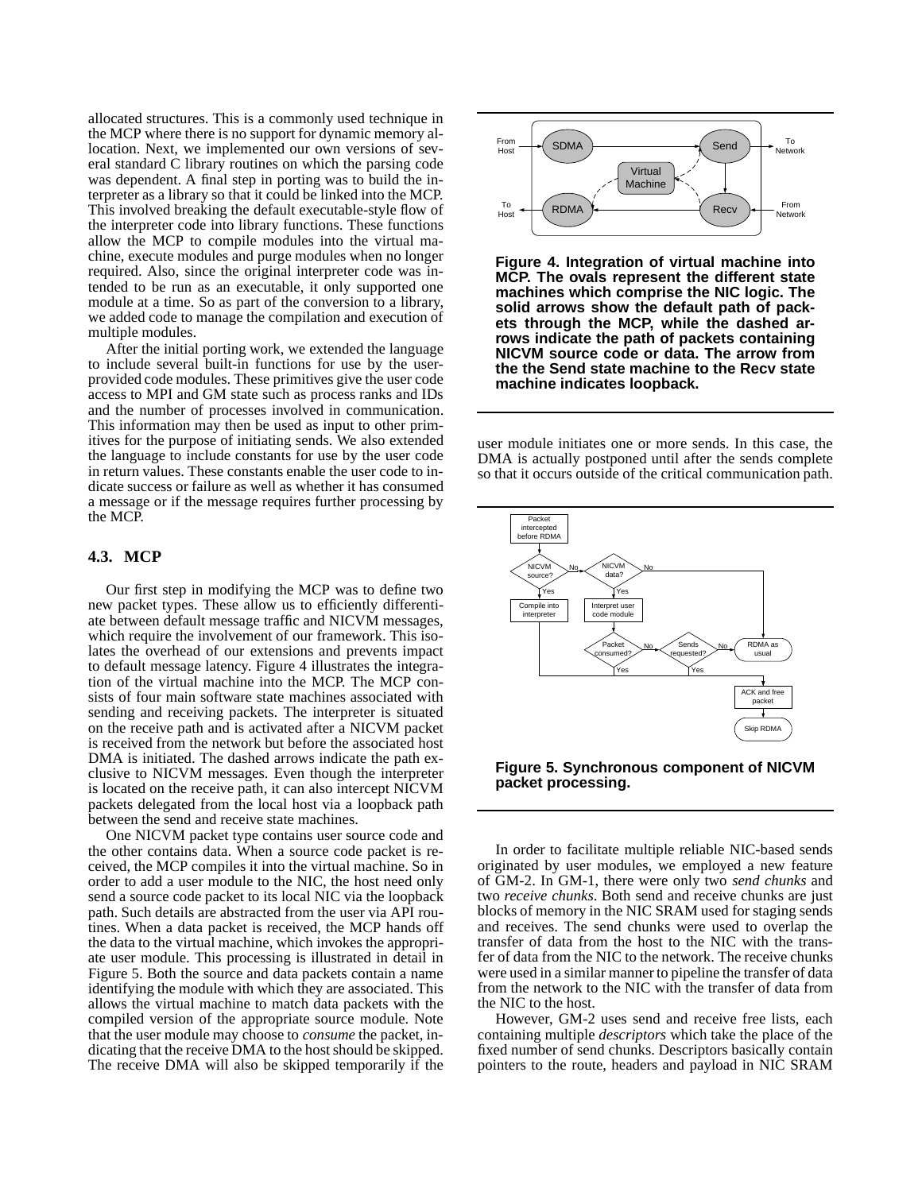allocated structures. This is a commonly used technique in the MCP where there is no support for dynamic memory allocation. Next, we implemented our own versions of several standard C library routines on which the parsing code was dependent. A final step in porting was to build the interpreter as a library so that it could be linked into the MCP. This involved breaking the default executable-style flow of the interpreter code into library functions. These functions allow the MCP to compile modules into the virtual machine, execute modules and purge modules when no longer required. Also, since the original interpreter code was intended to be run as an executable, it only supported one module at a time. So as part of the conversion to a library, we added code to manage the compilation and execution of multiple modules.

After the initial porting work, we extended the language to include several built-in functions for use by the user-provided code modules. These primitives give the user code access to MPI and GM state such as process ranks and IDs and the number of processes involved in communication. This information may then be used as input to other primitives for the purpose of initiating sends. We also extended the language to include constants for use by the user code in return values. These constants enable the user code to indicate success or failure as well as whether it has consumed a message or if the message requires further processing by the MCP.

### 4.3. MCP

Our first step in modifying the MCP was to define two new packet types. These allow us to efficiently differentiate between default message traffic and NICVM messages, which require the involvement of our framework. This isolates the overhead of our extensions and prevents impact to default message latency. Figure 4 illustrates the integration of the virtual machine into the MCP. The MCP consists of four main software state machines associated with sending and receiving packets. The interpreter is situated on the receive path and is activated after a NICVM packet is received from the network but before the associated host DMA is initiated. The dashed arrows indicate the path exclusive to NICVM messages. Even though the interpreter is located on the receive path, it can also intercept NICVM packets delegated from the local host via a loopback path between the send and receive state machines.

One NICVM packet type contains user source code and the other contains data. When a source code packet is received, the MCP compiles it into the virtual machine. So in order to add a user module to the NIC, the host need only send a source code packet to its local NIC via the loopback path. Such details are abstracted from the user via API routines. When a data packet is received, the MCP hands off the data to the virtual machine, which invokes the appropriate user module. This processing is illustrated in detail in Figure 5. Both the source and data packets contain a name identifying the module with which they are associated. This allows the virtual machine to match data packets with the compiled version of the appropriate source module. Note that the user module may choose to *consume* the packet, indicating that the receive DMA to the host should be skipped. The receive DMA will also be skipped temporarily if the user module initiates one or more sends. In this case, the DMA is actually postponed until after the sends complete so that it occurs outside of the critical communication path.

**Figure 4. Integration of virtual machine into MCP. The ovals represent the different state machines which comprise the NIC logic. The solid arrows show the default path of packets through the MCP, while the dashed arrows indicate the path of packets containing NICVM source code or data. The arrow from the the Send state machine to the Recv state machine indicates loopback.**

**Figure 5. Synchronous component of NICVM packet processing.**

In order to facilitate multiple reliable NIC-based sends originated by user modules, we employed a new feature of GM-2. In GM-1, there were only two *send chunks* and two *receive chunks*. Both send and receive chunks are just blocks of memory in the NIC SRAM used for staging sends and receives. The send chunks were used to overlap the transfer of data from the host to the NIC with the transfer of data from the NIC to the network. The receive chunks were used in a similar manner to pipeline the transfer of data from the network to the NIC with the transfer of data from the NIC to the host.

However, GM-2 uses send and receive free lists, each containing multiple *descriptors* which take the place of the fixed number of send chunks. Descriptors basically contain pointers to the route, headers and payload in NIC SRAM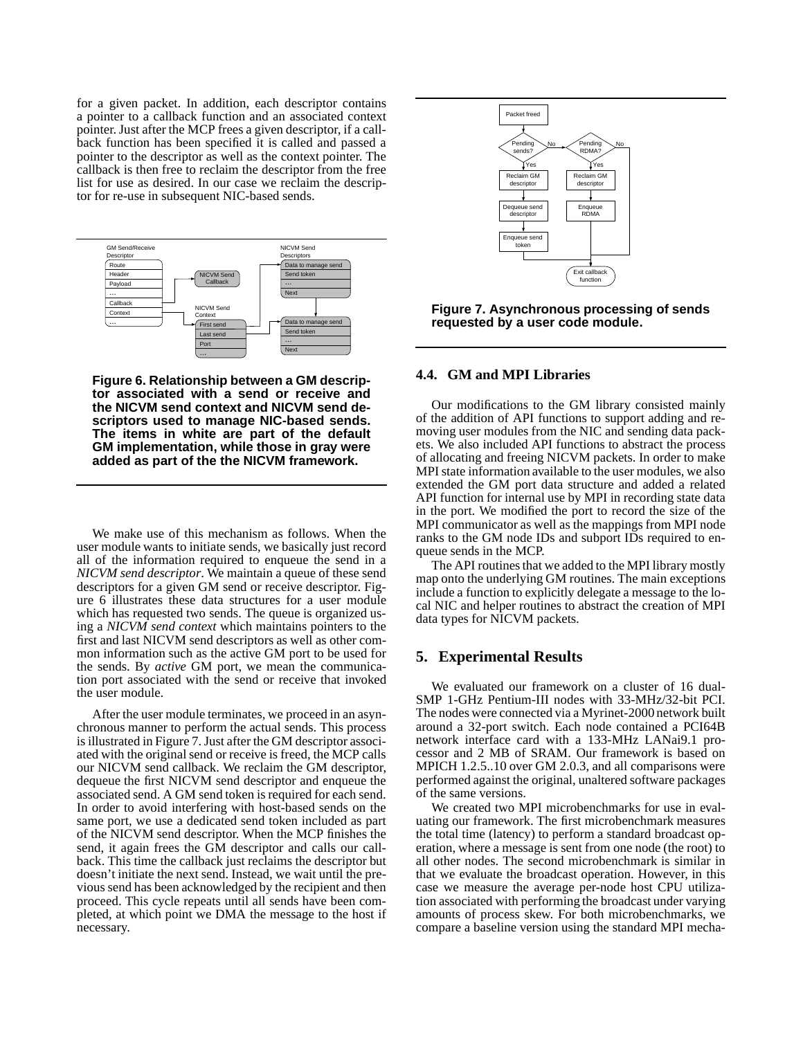for a given packet. In addition, each descriptor contains a pointer to a callback function and an associated context pointer. Just after the MCP frees a given descriptor, if a callback function has been specified it is called and passed a pointer to the descriptor as well as the context pointer. The callback is then free to reclaim the descriptor from the free list for use as desired. In our case we reclaim the descriptor for re-use in subsequent NIC-based sends.

**Figure 6. Relationship between a GM descriptor associated with a send or receive and the NICVM send context and NICVM send descriptors used to manage NIC-based sends. The items in white are part of the default GM implementation, while those in gray were added as part of the the NICVM framework.**

We make use of this mechanism as follows. When the user module wants to initiate sends, we basically just record all of the information required to enqueue the send in a *NICVM send descriptor*. We maintain a queue of these send descriptors for a given GM send or receive descriptor. Figure 6 illustrates these data structures for a user module which has requested two sends. The queue is organized using a *NICVM send context* which maintains pointers to the first and last NICVM send descriptors as well as other common information such as the active GM port to be used for the sends. By *active* GM port, we mean the communication port associated with the send or receive that invoked the user module.

After the user module terminates, we proceed in an asynchronous manner to perform the actual sends. This process is illustrated in Figure 7. Just after the GM descriptor associated with the original send or receive is freed, the MCP calls our NICVM send callback. We reclaim the GM descriptor, dequeue the first NICVM send descriptor and enqueue the associated send. A GM send token is required for each send. In order to avoid interfering with host-based sends on the same port, we use a dedicated send token included as part of the NICVM send descriptor. When the MCP finishes the send, it again frees the GM descriptor and calls our callback. This time the callback just reclaims the descriptor but doesn't initiate the next send. Instead, we wait until the previous send has been acknowledged by the recipient and then proceed. This cycle repeats until all sends have been completed, at which point we DMA the message to the host if necessary.

**Figure 7. Asynchronous processing of sends requested by a user code module.**

### 4.4. GM and MPI Libraries

Our modifications to the GM library consisted mainly of the addition of API functions to support adding and removing user modules from the NIC and sending data packets. We also included API functions to abstract the process of allocating and freeing NICVM packets. In order to make MPI state information available to the user modules, we also extended the GM port data structure and added a related API function for internal use by MPI in recording state data in the port. We modified the port to record the size of the MPI communicator as well as the mappings from MPI node ranks to the GM node IDs and subport IDs required to enqueue sends in the MCP.

The API routines that we added to the MPI library mostly map onto the underlying GM routines. The main exceptions include a function to explicitly delegate a message to the local NIC and helper routines to abstract the creation of MPI data types for NICVM packets.

## 5. Experimental Results

We evaluated our framework on a cluster of 16 dual-SMP 1-GHz Pentium-III nodes with 33-MHz/32-bit PCI. The nodes were connected via a Myrinet-2000 network built around a 32-port switch. Each node contained a PCI64B network interface card with a 133-MHz LANai9.1 processor and 2 MB of SRAM. Our framework is based on MPICH 1.2.5..10 over GM 2.0.3, and all comparisons were performed against the original, unaltered software packages of the same versions.

We created two MPI microbenchmarks for use in evaluating our framework. The first microbenchmark measures the total time (latency) to perform a standard broadcast operation, where a message is sent from one node (the root) to all other nodes. The second microbenchmark is similar in that we evaluate the broadcast operation. However, in this case we measure the average per-node host CPU utilization associated with performing the broadcast under varying amounts of process skew. For both microbenchmarks, we compare a baseline version using the standard MPI mecha-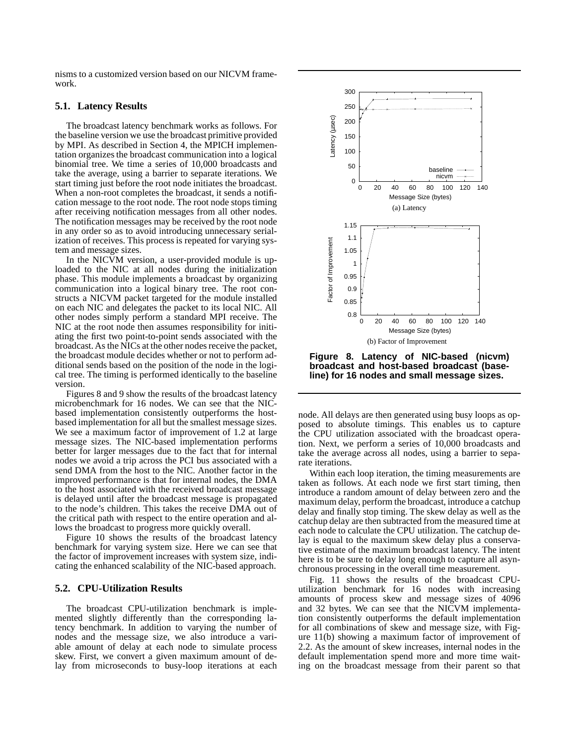nisms to a customized version based on our NICVM framework.

### 5.1. Latency Results

The broadcast latency benchmark works as follows. For the baseline version we use the broadcast primitive provided by MPI. As described in Section 4, the MPICH implementation organizes the broadcast communication into a logical binomial tree. We time a series of 10,000 broadcasts and take the average, using a barrier to separate iterations. We start timing just before the root node initiates the broadcast. When a non-root completes the broadcast, it sends a notification message to the root node. The root node stops timing after receiving notification messages from all other nodes. The notification messages may be received by the root node in any order so as to avoid introducing unnecessary serialization of receives. This process is repeated for varying system and message sizes.

In the NICVM version, a user-provided module is uploaded to the NIC at all nodes during the initialization phase. This module implements a broadcast by organizing communication into a logical binary tree. The root constructs a NICVM packet targeted for the module installed on each NIC and delegates the packet to its local NIC. All other nodes simply perform a standard MPI receive. The NIC at the root node then assumes responsibility for initiating the first two point-to-point sends associated with the broadcast. As the NICs at the other nodes receive the packet, the broadcast module decides whether or not to perform additional sends based on the position of the node in the logical tree. The timing is performed identically to the baseline version.

Figures 8 and 9 show the results of the broadcast latency microbenchmark for 16 nodes. We can see that the NIC-based implementation consistently outperforms the host-based implementation for all but the smallest message sizes. We see a maximum factor of improvement of 1.2 at large message sizes. The NIC-based implementation performs better for larger messages due to the fact that for internal nodes we avoid a trip across the PCI bus associated with a send DMA from the host to the NIC. Another factor in the improved performance is that for internal nodes, the DMA to the host associated with the received broadcast message is delayed until after the broadcast message is propagated to the node's children. This takes the receive DMA out of the critical path with respect to the entire operation and allows the broadcast to progress more quickly overall.

Figure 10 shows the results of the broadcast latency benchmark for varying system size. Here we can see that the factor of improvement increases with system size, indicating the enhanced scalability of the NIC-based approach.

### 5.2. CPU-Utilization Results

The broadcast CPU-utilization benchmark is implemented slightly differently than the corresponding latency benchmark. In addition to varying the number of nodes and the message size, we also introduce a variable amount of delay at each node to simulate process skew. First, we convert a given maximum amount of delay from microseconds to busy-loop iterations at each node. All delays are then generated using busy loops as opposed to absolute timings. This enables us to capture the CPU utilization associated with the broadcast operation. Next, we perform a series of 10,000 broadcasts and take the average across all nodes, using a barrier to separate iterations.

Within each loop iteration, the timing measurements are taken as follows. At each node we first start timing, then introduce a random amount of delay between zero and the maximum delay, perform the broadcast, introduce a catchup delay and finally stop timing. The skew delay as well as the catchup delay are then subtracted from the measured time at each node to calculate the CPU utilization. The catchup delay is equal to the maximum skew delay plus a conservative estimate of the maximum broadcast latency. The intent here is to be sure to delay long enough to capture all asynchronous processing in the overall time measurement.

Fig. 11 shows the results of the broadcast CPU-utilization benchmark for 16 nodes with increasing amounts of process skew and message sizes of 4096 and 32 bytes. We can see that the NICVM implementation consistently outperforms the default implementation for all combinations of skew and message size, with Figure 11(b) showing a maximum factor of improvement of 2.2. As the amount of skew increases, internal nodes in the default implementation spend more and more time waiting on the broadcast message from their parent so that

Latency (μsec)
300
250
200
150
100
50
0
0 20 40 60 80 100 120 140
Message Size (bytes)
baseline
nicvm

(a) Latency

Factor of Improvement
1.15
1.1
1.05
1
0.95
0.9
0.85
0.8
0 20 40 60 80 100 120 140
Message Size (bytes)

(b) Factor of Improvement

**Figure 8. Latency of NIC-based (nicvm) broadcast and host-based broadcast (baseline) for 16 nodes and small message sizes.**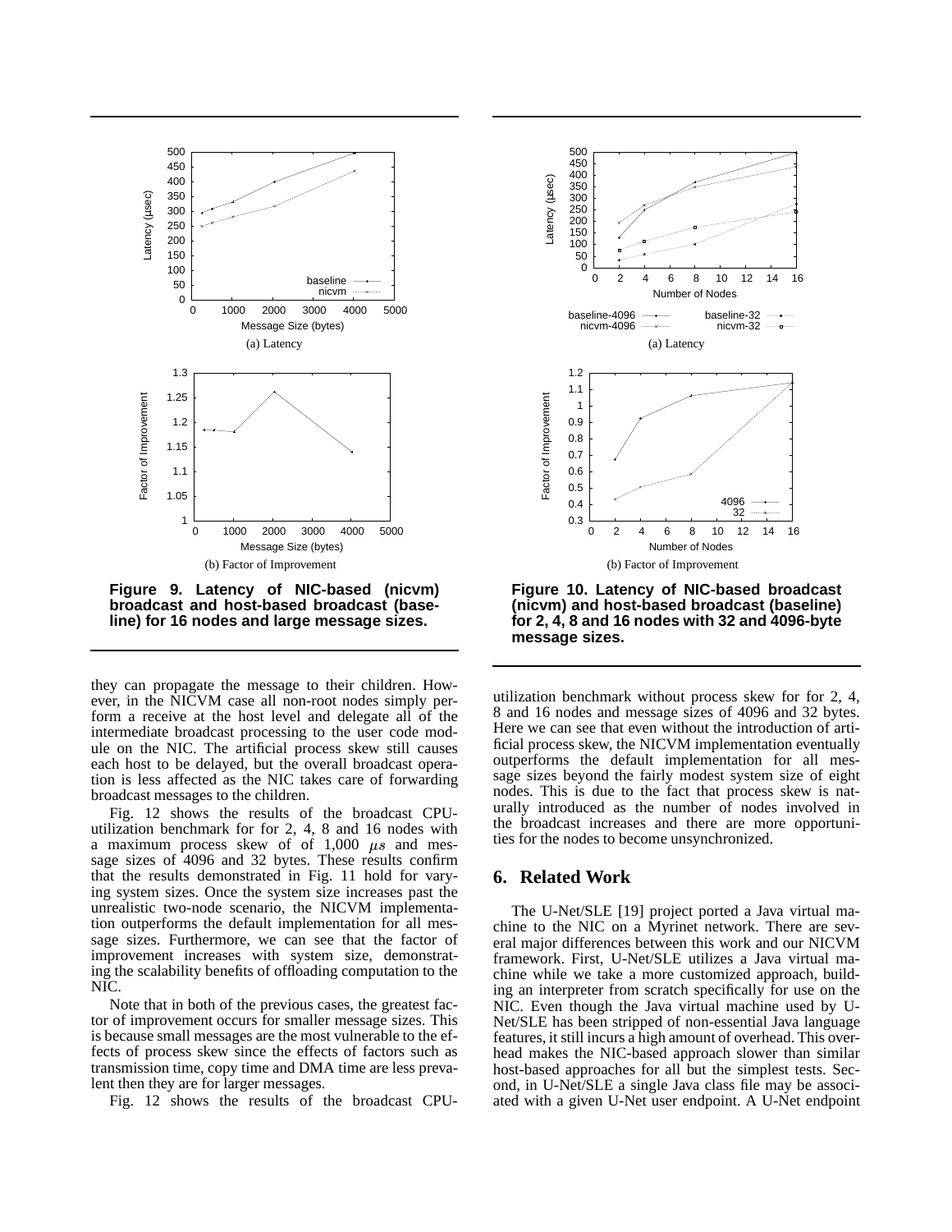(a) Latency

(b) Factor of Improvement

**Figure 9. Latency of NIC-based (nicvm) broadcast and host-based broadcast (baseline) for 16 nodes and large message sizes.**

(a) Latency

(b) Factor of Improvement

**Figure 10. Latency of NIC-based broadcast (nicvm) and host-based broadcast (baseline) for 2, 4, 8 and 16 nodes with 32 and 4096-byte message sizes.**

they can propagate the message to their children. However, in the NICVM case all non-root nodes simply perform a receive at the host level and delegate all of the intermediate broadcast processing to the user code module on the NIC. The artificial process skew still causes each host to be delayed, but the overall broadcast operation is less affected as the NIC takes care of forwarding broadcast messages to the children.

Fig. 12 shows the results of the broadcast CPU-utilization benchmark for for 2, 4, 8 and 16 nodes with a maximum process skew of of 1,000 $\mu s$ and message sizes of 4096 and 32 bytes. These results confirm that the results demonstrated in Fig. 11 hold for varying system sizes. Once the system size increases past the unrealistic two-node scenario, the NICVM implementation outperforms the default implementation for all message sizes. Furthermore, we can see that the factor of improvement increases with system size, demonstrating the scalability benefits of offloading computation to the NIC.

Note that in both of the previous cases, the greatest factor of improvement occurs for smaller message sizes. This is because small messages are the most vulnerable to the effects of process skew since the effects of factors such as transmission time, copy time and DMA time are less prevalent then they are for larger messages.

Fig. 12 shows the results of the broadcast CPU-utilization benchmark without process skew for for 2, 4, 8 and 16 nodes and message sizes of 4096 and 32 bytes. Here we can see that even without the introduction of artificial process skew, the NICVM implementation eventually outperforms the default implementation for all message sizes beyond the fairly modest system size of eight nodes. This is due to the fact that process skew is naturally introduced as the number of nodes involved in the broadcast increases and there are more opportunities for the nodes to become unsynchronized.

## 6. Related Work

The U-Net/SLE [19] project ported a Java virtual machine to the NIC on a Myrinet network. There are several major differences between this work and our NICVM framework. First, U-Net/SLE utilizes a Java virtual machine while we take a more customized approach, building an interpreter from scratch specifically for use on the NIC. Even though the Java virtual machine used by U-Net/SLE has been stripped of non-essential Java language features, it still incurs a high amount of overhead. This overhead makes the NIC-based approach slower than similar host-based approaches for all but the simplest tests. Second, in U-Net/SLE a single Java class file may be associated with a given U-Net user endpoint. A U-Net endpoint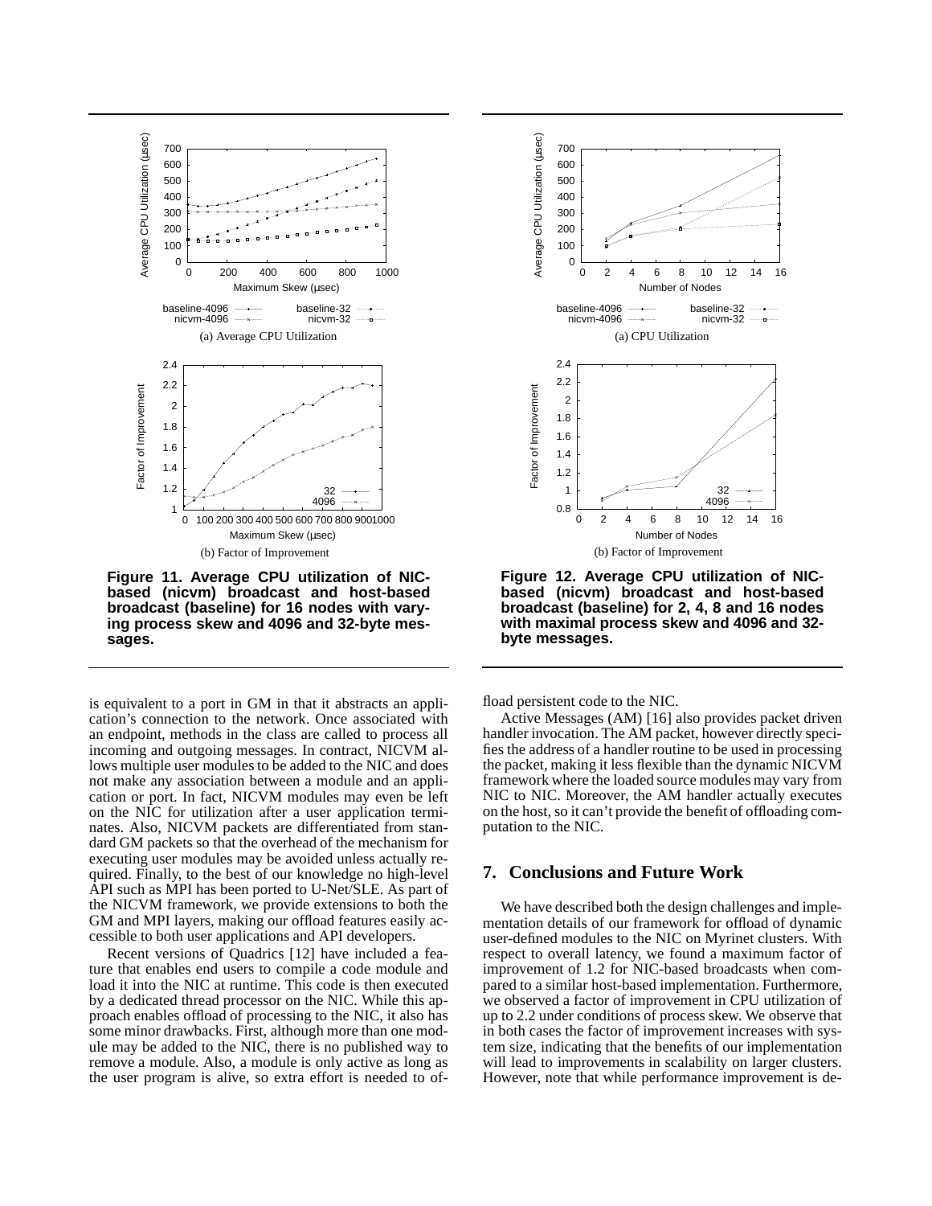Figure 11. Average CPU utilization of NIC-based (nicvm) broadcast and host-based broadcast (baseline) for 16 nodes with varying process skew and 4096 and 32-byte messages.

Figure 12. Average CPU utilization of NIC-based (nicvm) broadcast and host-based broadcast (baseline) for 2, 4, 8 and 16 nodes with maximal process skew and 4096 and 32-byte messages.

is equivalent to a port in GM in that it abstracts an application's connection to the network. Once associated with an endpoint, methods in the class are called to process all incoming and outgoing messages. In contract, NICVM allows multiple user modules to be added to the NIC and does not make any association between a module and an application or port. In fact, NICVM modules may even be left on the NIC for utilization after a user application terminates. Also, NICVM packets are differentiated from standard GM packets so that the overhead of the mechanism for executing user modules may be avoided unless actually required. Finally, to the best of our knowledge no high-level API such as MPI has been ported to U-Net/SLE. As part of the NICVM framework, we provide extensions to both the GM and MPI layers, making our offload features easily accessible to both user applications and API developers.

Recent versions of Quadrics [12] have included a feature that enables end users to compile a code module and load it into the NIC at runtime. This code is then executed by a dedicated thread processor on the NIC. While this approach enables offload of processing to the NIC, it also has some minor drawbacks. First, although more than one module may be added to the NIC, there is no published way to remove a module. Also, a module is only active as long as the user program is alive, so extra effort is needed to offload persistent code to the NIC.

Active Messages (AM) [16] also provides packet driven handler invocation. The AM packet, however directly specifies the address of a handler routine to be used in processing the packet, making it less flexible than the dynamic NICVM framework where the loaded source modules may vary from NIC to NIC. Moreover, the AM handler actually executes on the host, so it can't provide the benefit of offloading computation to the NIC.

## 7. Conclusions and Future Work

We have described both the design challenges and implementation details of our framework for offload of dynamic user-defined modules to the NIC on Myrinet clusters. With respect to overall latency, we found a maximum factor of improvement of 1.2 for NIC-based broadcasts when compared to a similar host-based implementation. Furthermore, we observed a factor of improvement in CPU utilization of up to 2.2 under conditions of process skew. We observe that in both cases the factor of improvement increases with system size, indicating that the benefits of our implementation will lead to improvements in scalability on larger clusters. However, note that while performance improvement is de-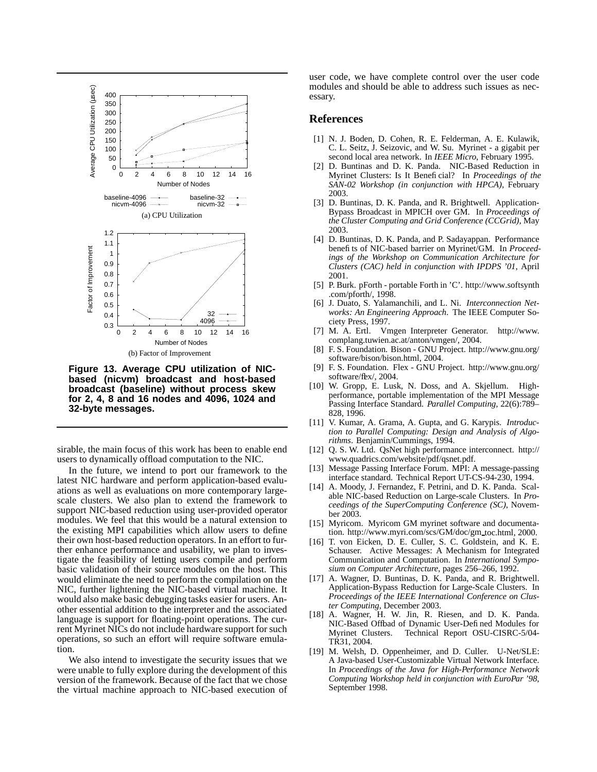Average CPU Utilization (μsec)

400
350
300
250
200
150
100
50
0

0 2 4 6 8 10 12 14 16

Number of Nodes

baseline-4096
nicvm-4096
baseline-32
nicvm-32

(a) CPU Utilization

Factor of Improvement

1.2
1.1
1
0.9
0.8
0.7
0.6
0.5
0.4
0.3

0 2 4 6 8 10 12 14 16

Number of Nodes

32
4096

(b) Factor of Improvement

**Figure 13. Average CPU utilization of NIC-based (nicvm) broadcast and host-based broadcast (baseline) without process skew for 2, 4, 8 and 16 nodes and 4096, 1024 and 32-byte messages.**

sirable, the main focus of this work has been to enable end users to dynamically offload computation to the NIC.

In the future, we intend to port our framework to the latest NIC hardware and perform application-based evaluations as well as evaluations on more contemporary large-scale clusters. We also plan to extend the framework to support NIC-based reduction using user-provided operator modules. We feel that this would be a natural extension to the existing MPI capabilities which allow users to define their own host-based reduction operators. In an effort to further enhance performance and usability, we plan to investigate the feasibility of letting users compile and perform basic validation of their source modules on the host. This would eliminate the need to perform the compilation on the NIC, further lightening the NIC-based virtual machine. It would also make basic debugging tasks easier for users. Another essential addition to the interpreter and the associated language is support for floating-point operations. The current Myrinet NICs do not include hardware support for such operations, so such an effort will require software emulation.

We also intend to investigate the security issues that we were unable to fully explore during the development of this version of the framework. Because of the fact that we chose the virtual machine approach to NIC-based execution of user code, we have complete control over the user code modules and should be able to address such issues as necessary.

## References

[1] N. J. Boden, D. Cohen, R. E. Felderman, A. E. Kulawik, C. L. Seitz, J. Seizovic, and W. Su. Myrinet - a gigabit per second local area network. In *IEEE Micro*, February 1995.

[2] D. Buntinas and D. K. Panda. NIC-Based Reduction in Myrinet Clusters: Is It Beneficial? In *Proceedings of the SAN-02 Workshop (in conjunction with HPCA)*, February 2003.

[3] D. Buntinas, D. K. Panda, and R. Brightwell. Application-Bypass Broadcast in MPICH over GM. In *Proceedings of the Cluster Computing and Grid Conference (CCGrid)*, May 2003.

[4] D. Buntinas, D. K. Panda, and P. Sadayappan. Performance benefits of NIC-based barrier on Myrinet/GM. In *Proceedings of the Workshop on Communication Architecture for Clusters (CAC) held in conjunction with IPDPS '01*, April 2001.

[5] P. Burk. pForth - portable Forth in 'C'. http://www.softsynth .com/pforth/, 1998.

[6] J. Duato, S. Yalamanchili, and L. Ni. *Interconnection Networks: An Engineering Approach*. The IEEE Computer Society Press, 1997.

[7] M. A. Ertl. Vmgen Interpreter Generator. http://www. complang.tuwien.ac.at/anton/vmgen/, 2004.

[8] F. S. Foundation. Bison - GNU Project. http://www.gnu.org/ software/bison/bison.html, 2004.

[9] F. S. Foundation. Flex - GNU Project. http://www.gnu.org/ software/flex/, 2004.

[10] W. Gropp, E. Lusk, N. Doss, and A. Skjellum. High-performance, portable implementation of the MPI Message Passing Interface Standard. *Parallel Computing*, 22(6):789–828, 1996.

[11] V. Kumar, A. Grama, A. Gupta, and G. Karypis. *Introduction to Parallel Computing: Design and Analysis of Algorithms*. Benjamin/Cummings, 1994.

[12] Q. S. W. Ltd. QsNet high performance interconnect. http:// www.quadrics.com/website/pdf/qsnet.pdf.

[13] Message Passing Interface Forum. MPI: A message-passing interface standard. Technical Report UT-CS-94-230, 1994.

[14] A. Moody, J. Fernandez, F. Petrini, and D. K. Panda. Scalable NIC-based Reduction on Large-scale Clusters. In *Proceedings of the SuperComputing Conference (SC)*, November 2003.

[15] Myricom. Myricom GM myrinet software and documentation. http://www.myri.com/scs/GM/doc/gm_toc.html, 2000.

[16] T. von Eicken, D. E. Culler, S. C. Goldstein, and K. E. Schauser. Active Messages: A Mechanism for Integrated Communication and Computation. In *International Symposium on Computer Architecture*, pages 256–266, 1992.

[17] A. Wagner, D. Buntinas, D. K. Panda, and R. Brightwell. Application-Bypass Reduction for Large-Scale Clusters. In *Proceedings of the IEEE International Conference on Cluster Computing*, December 2003.

[18] A. Wagner, H. W. Jin, R. Riesen, and D. K. Panda. NIC-Based Offload of Dynamic User-Defined Modules for Myrinet Clusters. Technical Report OSU-CISRC-5/04-TR31, 2004.

[19] M. Welsh, D. Oppenheimer, and D. Culler. U-Net/SLE: A Java-based User-Customizable Virtual Network Interface. In *Proceedings of the Java for High-Performance Network Computing Workshop held in conjunction with EuroPar '98*, September 1998.